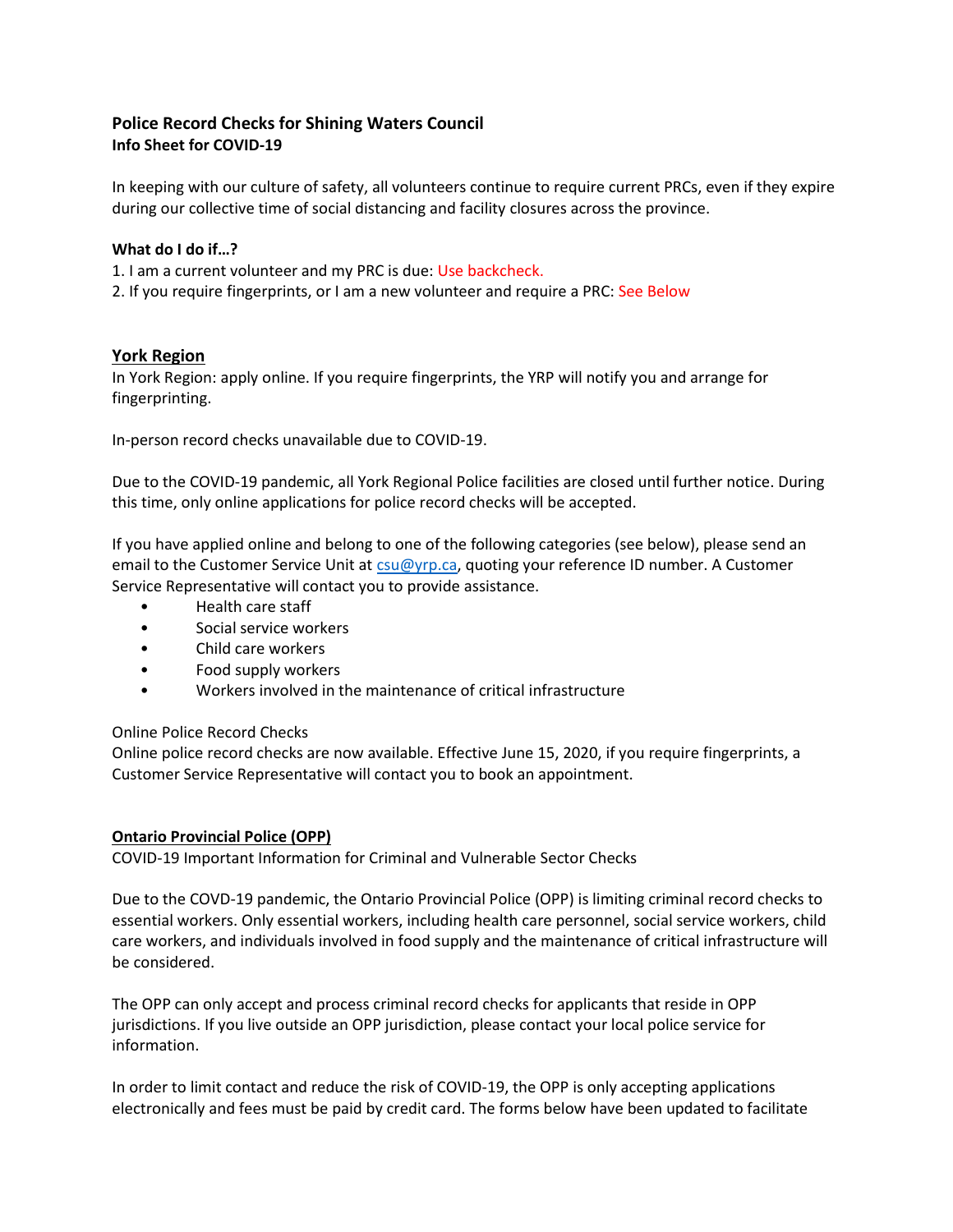**Police Record Checks for Shining Waters Council**
**Info Sheet for COVID-19**

In keeping with our culture of safety, all volunteers continue to require current PRCs, even if they expire during our collective time of social distancing and facility closures across the province.

**What do I do if…?**

1. I am a current volunteer and my PRC is due: Use backcheck.
2. If you require fingerprints, or I am a new volunteer and require a PRC: See Below

## York Region

In York Region: apply online. If you require fingerprints, the YRP will notify you and arrange for fingerprinting.

In-person record checks unavailable due to COVID-19.

Due to the COVID-19 pandemic, all York Regional Police facilities are closed until further notice. During this time, only online applications for police record checks will be accepted.

If you have applied online and belong to one of the following categories (see below), please send an email to the Customer Service Unit at csu@yrp.ca, quoting your reference ID number. A Customer Service Representative will contact you to provide assistance.

- Health care staff
- Social service workers
- Child care workers
- Food supply workers
- Workers involved in the maintenance of critical infrastructure

Online Police Record Checks
Online police record checks are now available. Effective June 15, 2020, if you require fingerprints, a Customer Service Representative will contact you to book an appointment.

## Ontario Provincial Police (OPP)

COVID-19 Important Information for Criminal and Vulnerable Sector Checks

Due to the COVD-19 pandemic, the Ontario Provincial Police (OPP) is limiting criminal record checks to essential workers. Only essential workers, including health care personnel, social service workers, child care workers, and individuals involved in food supply and the maintenance of critical infrastructure will be considered.

The OPP can only accept and process criminal record checks for applicants that reside in OPP jurisdictions. If you live outside an OPP jurisdiction, please contact your local police service for information.

In order to limit contact and reduce the risk of COVID-19, the OPP is only accepting applications electronically and fees must be paid by credit card. The forms below have been updated to facilitate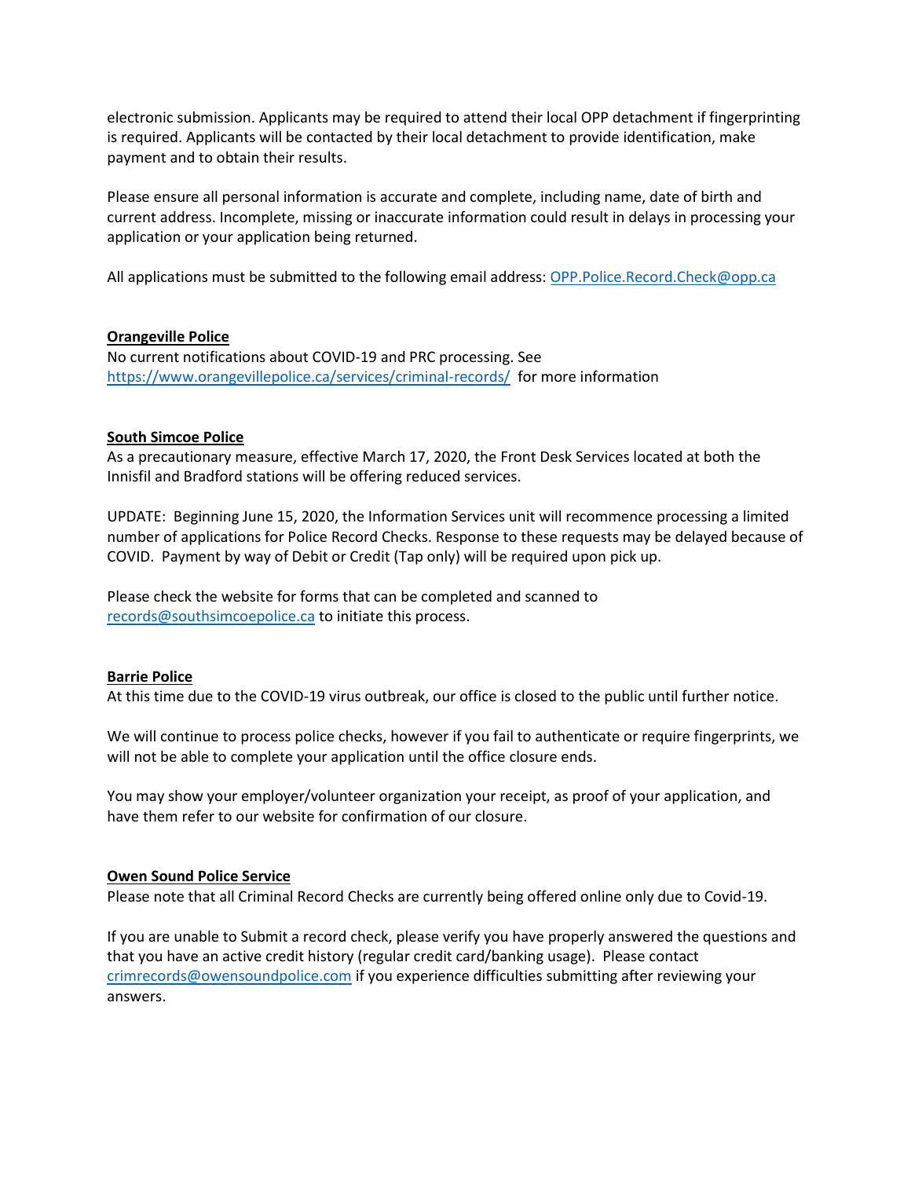electronic submission. Applicants may be required to attend their local OPP detachment if fingerprinting is required. Applicants will be contacted by their local detachment to provide identification, make payment and to obtain their results.

Please ensure all personal information is accurate and complete, including name, date of birth and current address. Incomplete, missing or inaccurate information could result in delays in processing your application or your application being returned.

All applications must be submitted to the following email address: [OPP.Police.Record.Check@opp.ca](mailto:OPP.Police.Record.Check@opp.ca)

**Orangeville Police**

No current notifications about COVID-19 and PRC processing. See [https://www.orangevillepolice.ca/services/criminal-records/](https://www.orangevillepolice.ca/services/criminal-records/) for more information

**South Simcoe Police**

As a precautionary measure, effective March 17, 2020, the Front Desk Services located at both the Innisfil and Bradford stations will be offering reduced services.

UPDATE: Beginning June 15, 2020, the Information Services unit will recommence processing a limited number of applications for Police Record Checks. Response to these requests may be delayed because of COVID. Payment by way of Debit or Credit (Tap only) will be required upon pick up.

Please check the website for forms that can be completed and scanned to [records@southsimcoepolice.ca](mailto:records@southsimcoepolice.ca) to initiate this process.

**Barrie Police**

At this time due to the COVID-19 virus outbreak, our office is closed to the public until further notice.

We will continue to process police checks, however if you fail to authenticate or require fingerprints, we will not be able to complete your application until the office closure ends.

You may show your employer/volunteer organization your receipt, as proof of your application, and have them refer to our website for confirmation of our closure.

**Owen Sound Police Service**

Please note that all Criminal Record Checks are currently being offered online only due to Covid-19.

If you are unable to Submit a record check, please verify you have properly answered the questions and that you have an active credit history (regular credit card/banking usage). Please contact [crimrecords@owensoundpolice.com](mailto:crimrecords@owensoundpolice.com) if you experience difficulties submitting after reviewing your answers.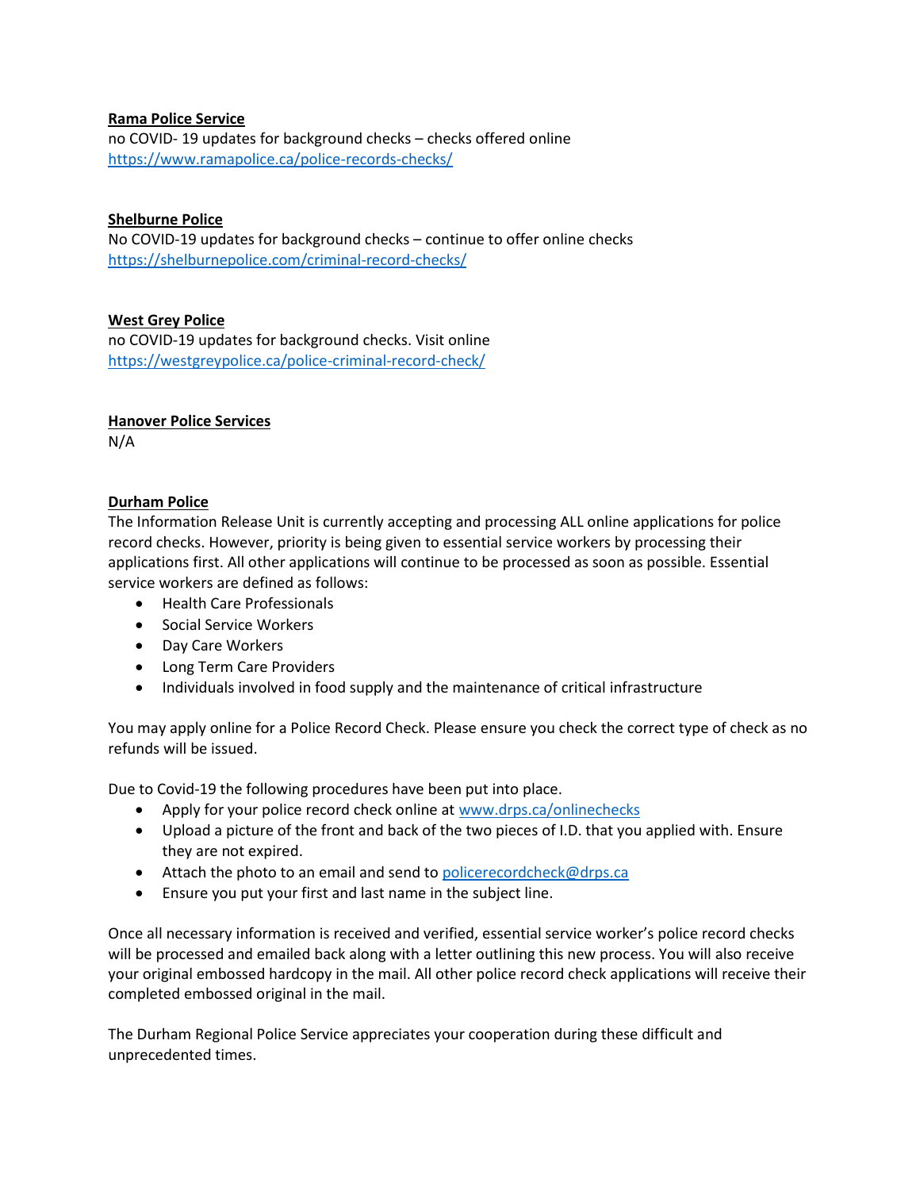**Rama Police Service**
no COVID- 19 updates for background checks – checks offered online
https://www.ramapolice.ca/police-records-checks/

**Shelburne Police**
No COVID-19 updates for background checks – continue to offer online checks
https://shelburnepolice.com/criminal-record-checks/

**West Grey Police**
no COVID-19 updates for background checks. Visit online
https://westgreypolice.ca/police-criminal-record-check/

**Hanover Police Services**
N/A

**Durham Police**
The Information Release Unit is currently accepting and processing ALL online applications for police record checks. However, priority is being given to essential service workers by processing their applications first. All other applications will continue to be processed as soon as possible. Essential service workers are defined as follows:

- Health Care Professionals
- Social Service Workers
- Day Care Workers
- Long Term Care Providers
- Individuals involved in food supply and the maintenance of critical infrastructure

You may apply online for a Police Record Check. Please ensure you check the correct type of check as no refunds will be issued.

Due to Covid-19 the following procedures have been put into place.

- Apply for your police record check online at www.drps.ca/onlinechecks
- Upload a picture of the front and back of the two pieces of I.D. that you applied with. Ensure they are not expired.
- Attach the photo to an email and send to policerecordcheck@drps.ca
- Ensure you put your first and last name in the subject line.

Once all necessary information is received and verified, essential service worker's police record checks will be processed and emailed back along with a letter outlining this new process. You will also receive your original embossed hardcopy in the mail. All other police record check applications will receive their completed embossed original in the mail.

The Durham Regional Police Service appreciates your cooperation during these difficult and unprecedented times.